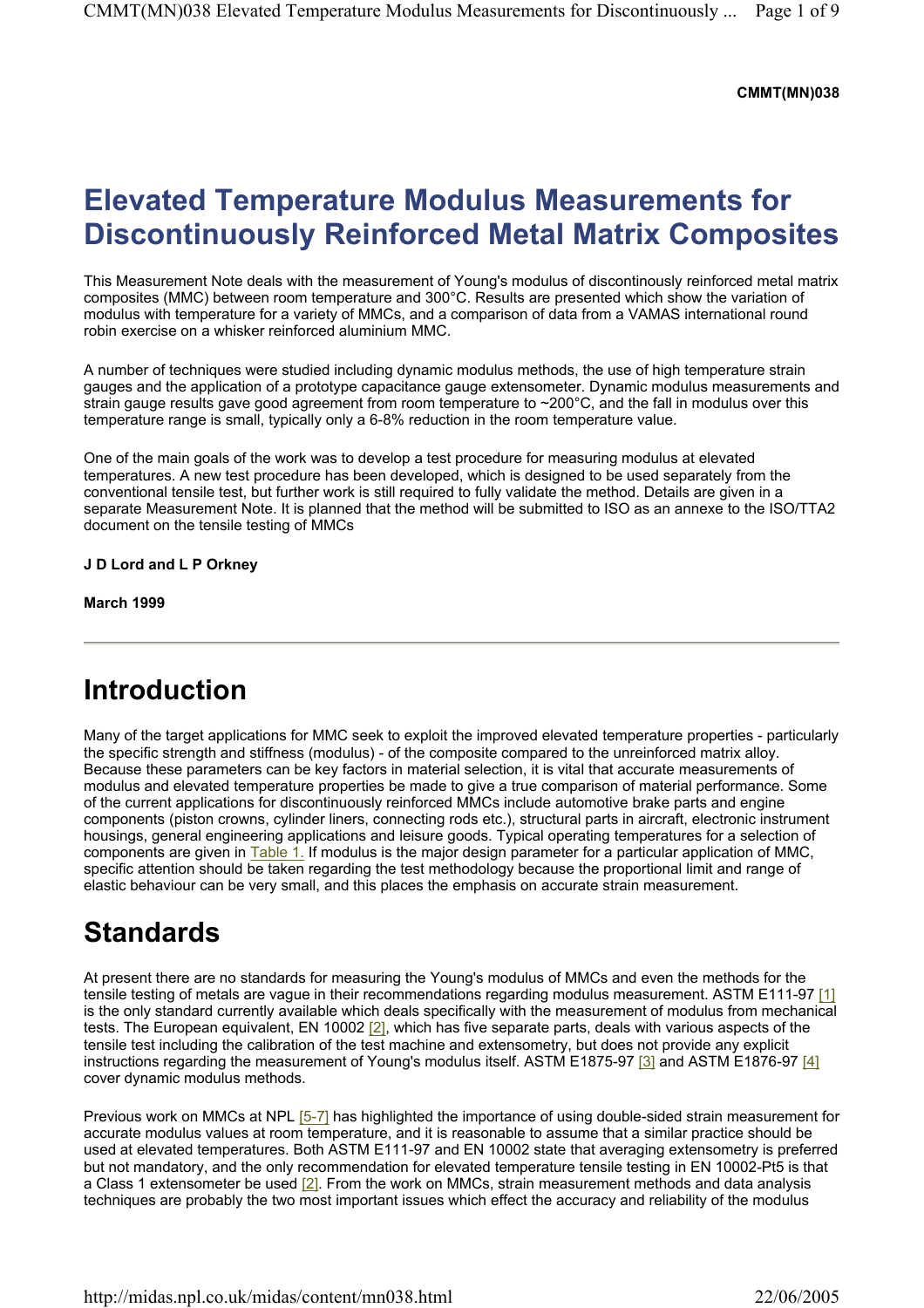**CMMT(MN)038**

# Elevated Temperature Modulus Measurements for Discontinuously Reinforced Metal Matrix Composites

This Measurement Note deals with the measurement of Young's modulus of discontinously reinforced metal matrix composites (MMC) between room temperature and 300°C. Results are presented which show the variation of modulus with temperature for a variety of MMCs, and a comparison of data from a VAMAS international round robin exercise on a whisker reinforced aluminium MMC.

A number of techniques were studied including dynamic modulus methods, the use of high temperature strain gauges and the application of a prototype capacitance gauge extensometer. Dynamic modulus measurements and strain gauge results gave good agreement from room temperature to ~200°C, and the fall in modulus over this temperature range is small, typically only a 6-8% reduction in the room temperature value.

One of the main goals of the work was to develop a test procedure for measuring modulus at elevated temperatures. A new test procedure has been developed, which is designed to be used separately from the conventional tensile test, but further work is still required to fully validate the method. Details are given in a separate Measurement Note. It is planned that the method will be submitted to ISO as an annexe to the ISO/TTA2 document on the tensile testing of MMCs

**J D Lord and L P Orkney**

**March 1999**

---

## Introduction

Many of the target applications for MMC seek to exploit the improved elevated temperature properties - particularly the specific strength and stiffness (modulus) - of the composite compared to the unreinforced matrix alloy. Because these parameters can be key factors in material selection, it is vital that accurate measurements of modulus and elevated temperature properties be made to give a true comparison of material performance. Some of the current applications for discontinuously reinforced MMCs include automotive brake parts and engine components (piston crowns, cylinder liners, connecting rods etc.), structural parts in aircraft, electronic instrument housings, general engineering applications and leisure goods. Typical operating temperatures for a selection of components are given in Table 1. If modulus is the major design parameter for a particular application of MMC, specific attention should be taken regarding the test methodology because the proportional limit and range of elastic behaviour can be very small, and this places the emphasis on accurate strain measurement.

## Standards

At present there are no standards for measuring the Young's modulus of MMCs and even the methods for the tensile testing of metals are vague in their recommendations regarding modulus measurement. ASTM E111-97 [1] is the only standard currently available which deals specifically with the measurement of modulus from mechanical tests. The European equivalent, EN 10002 [2], which has five separate parts, deals with various aspects of the tensile test including the calibration of the test machine and extensometry, but does not provide any explicit instructions regarding the measurement of Young's modulus itself. ASTM E1875-97 [3] and ASTM E1876-97 [4] cover dynamic modulus methods.

Previous work on MMCs at NPL [5-7] has highlighted the importance of using double-sided strain measurement for accurate modulus values at room temperature, and it is reasonable to assume that a similar practice should be used at elevated temperatures. Both ASTM E111-97 and EN 10002 state that averaging extensometry is preferred but not mandatory, and the only recommendation for elevated temperature tensile testing in EN 10002-Pt5 is that a Class 1 extensometer be used [2]. From the work on MMCs, strain measurement methods and data analysis techniques are probably the two most important issues which effect the accuracy and reliability of the modulus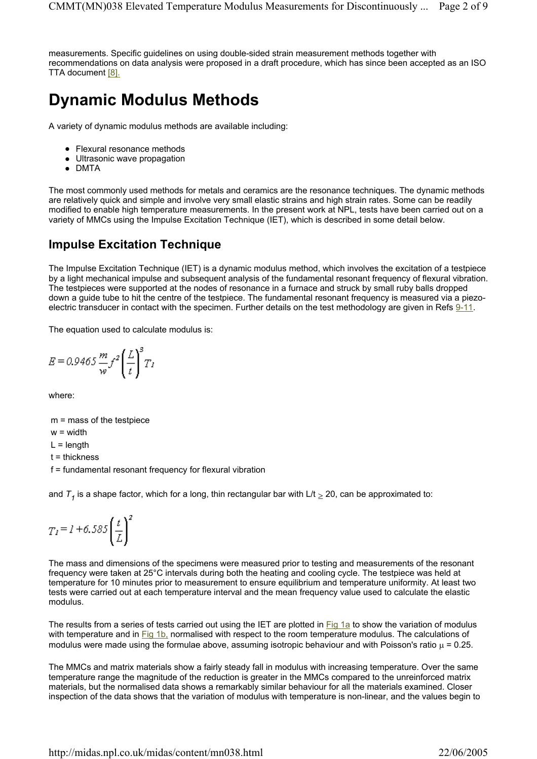measurements. Specific guidelines on using double-sided strain measurement methods together with recommendations on data analysis were proposed in a draft procedure, which has since been accepted as an ISO TTA document [8].

# Dynamic Modulus Methods

A variety of dynamic modulus methods are available including:

- Flexural resonance methods
- Ultrasonic wave propagation
- DMTA

The most commonly used methods for metals and ceramics are the resonance techniques. The dynamic methods are relatively quick and simple and involve very small elastic strains and high strain rates. Some can be readily modified to enable high temperature measurements. In the present work at NPL, tests have been carried out on a variety of MMCs using the Impulse Excitation Technique (IET), which is described in some detail below.

## Impulse Excitation Technique

The Impulse Excitation Technique (IET) is a dynamic modulus method, which involves the excitation of a testpiece by a light mechanical impulse and subsequent analysis of the fundamental resonant frequency of flexural vibration. The testpieces were supported at the nodes of resonance in a furnace and struck by small ruby balls dropped down a guide tube to hit the centre of the testpiece. The fundamental resonant frequency is measured via a piezo-electric transducer in contact with the specimen. Further details on the test methodology are given in Refs 9-11.

The equation used to calculate modulus is:

$$E = 0.9465 \frac{m}{w} f^2 \left( \frac{L}{t} \right)^3 T_1$$

where:

m = mass of the testpiece  
w = width  
L = length  
t = thickness  
f = fundamental resonant frequency for flexural vibration

and $T_1$ is a shape factor, which for a long, thin rectangular bar with $L/t \geq 20$, can be approximated to:

$$T_1 = 1 + 6.585 \left( \frac{t}{L} \right)^2$$

The mass and dimensions of the specimens were measured prior to testing and measurements of the resonant frequency were taken at 25°C intervals during both the heating and cooling cycle. The testpiece was held at temperature for 10 minutes prior to measurement to ensure equilibrium and temperature uniformity. At least two tests were carried out at each temperature interval and the mean frequency value used to calculate the elastic modulus.

The results from a series of tests carried out using the IET are plotted in Fig 1a to show the variation of modulus with temperature and in Fig 1b, normalised with respect to the room temperature modulus. The calculations of modulus were made using the formulae above, assuming isotropic behaviour and with Poisson's ratio $\mu = 0.25$.

The MMCs and matrix materials show a fairly steady fall in modulus with increasing temperature. Over the same temperature range the magnitude of the reduction is greater in the MMCs compared to the unreinforced matrix materials, but the normalised data shows a remarkably similar behaviour for all the materials examined. Closer inspection of the data shows that the variation of modulus with temperature is non-linear, and the values begin to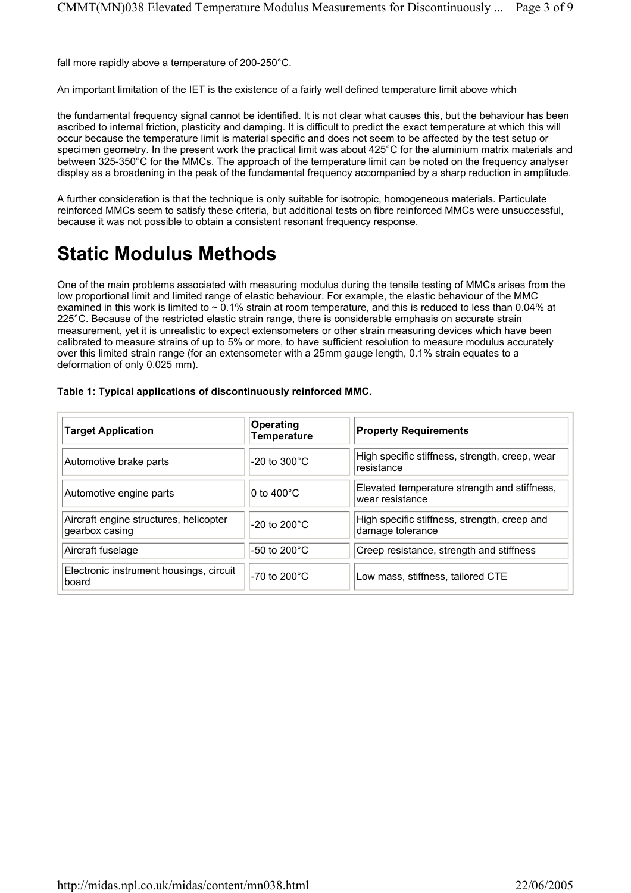fall more rapidly above a temperature of 200-250°C.

An important limitation of the IET is the existence of a fairly well defined temperature limit above which

the fundamental frequency signal cannot be identified. It is not clear what causes this, but the behaviour has been ascribed to internal friction, plasticity and damping. It is difficult to predict the exact temperature at which this will occur because the temperature limit is material specific and does not seem to be affected by the test setup or specimen geometry. In the present work the practical limit was about 425°C for the aluminium matrix materials and between 325-350°C for the MMCs. The approach of the temperature limit can be noted on the frequency analyser display as a broadening in the peak of the fundamental frequency accompanied by a sharp reduction in amplitude.

A further consideration is that the technique is only suitable for isotropic, homogeneous materials. Particulate reinforced MMCs seem to satisfy these criteria, but additional tests on fibre reinforced MMCs were unsuccessful, because it was not possible to obtain a consistent resonant frequency response.

# Static Modulus Methods

One of the main problems associated with measuring modulus during the tensile testing of MMCs arises from the low proportional limit and limited range of elastic behaviour. For example, the elastic behaviour of the MMC examined in this work is limited to ~ 0.1% strain at room temperature, and this is reduced to less than 0.04% at 225°C. Because of the restricted elastic strain range, there is considerable emphasis on accurate strain measurement, yet it is unrealistic to expect extensometers or other strain measuring devices which have been calibrated to measure strains of up to 5% or more, to have sufficient resolution to measure modulus accurately over this limited strain range (for an extensometer with a 25mm gauge length, 0.1% strain equates to a deformation of only 0.025 mm).

**Table 1: Typical applications of discontinuously reinforced MMC.**

| Target Application | Operating Temperature | Property Requirements |
|---|---|---|
| Automotive brake parts | -20 to 300°C | High specific stiffness, strength, creep, wear resistance |
| Automotive engine parts | 0 to 400°C | Elevated temperature strength and stiffness, wear resistance |
| Aircraft engine structures, helicopter gearbox casing | -20 to 200°C | High specific stiffness, strength, creep and damage tolerance |
| Aircraft fuselage | -50 to 200°C | Creep resistance, strength and stiffness |
| Electronic instrument housings, circuit board | -70 to 200°C | Low mass, stiffness, tailored CTE |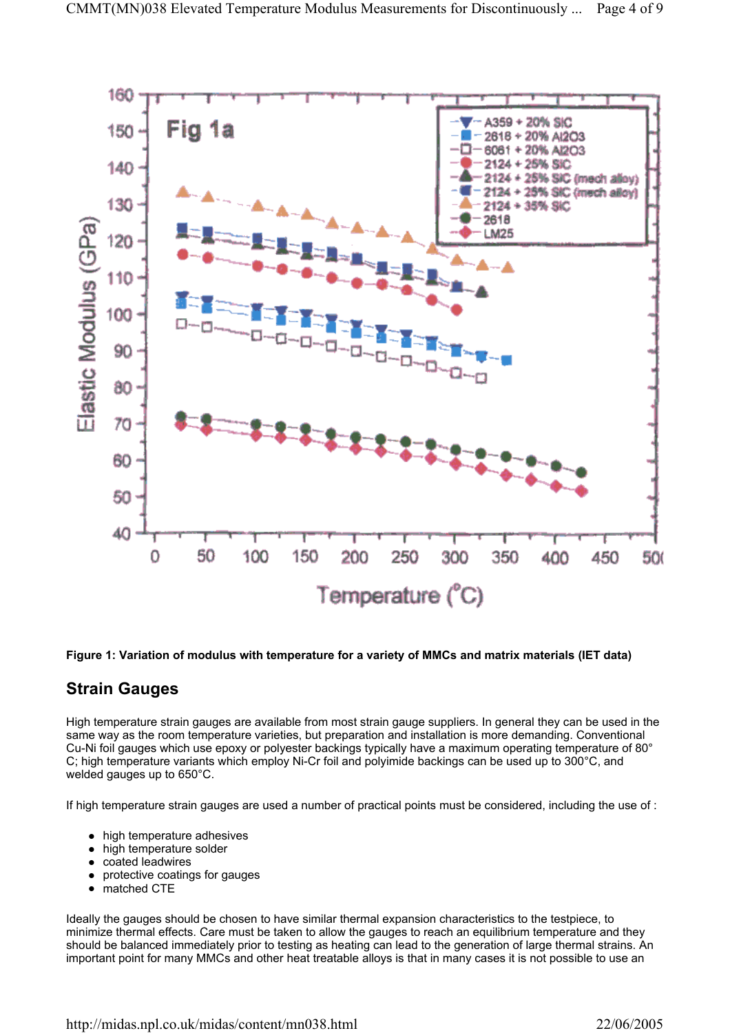**Figure 1: Variation of modulus with temperature for a variety of MMCs and matrix materials (IET data)**

## Strain Gauges

High temperature strain gauges are available from most strain gauge suppliers. In general they can be used in the same way as the room temperature varieties, but preparation and installation is more demanding. Conventional Cu-Ni foil gauges which use epoxy or polyester backings typically have a maximum operating temperature of 80°C; high temperature variants which employ Ni-Cr foil and polyimide backings can be used up to 300°C, and welded gauges up to 650°C.

If high temperature strain gauges are used a number of practical points must be considered, including the use of :

- high temperature adhesives
- high temperature solder
- coated leadwires
- protective coatings for gauges
- matched CTE

Ideally the gauges should be chosen to have similar thermal expansion characteristics to the testpiece, to minimize thermal effects. Care must be taken to allow the gauges to reach an equilibrium temperature and they should be balanced immediately prior to testing as heating can lead to the generation of large thermal strains. An important point for many MMCs and other heat treatable alloys is that in many cases it is not possible to use an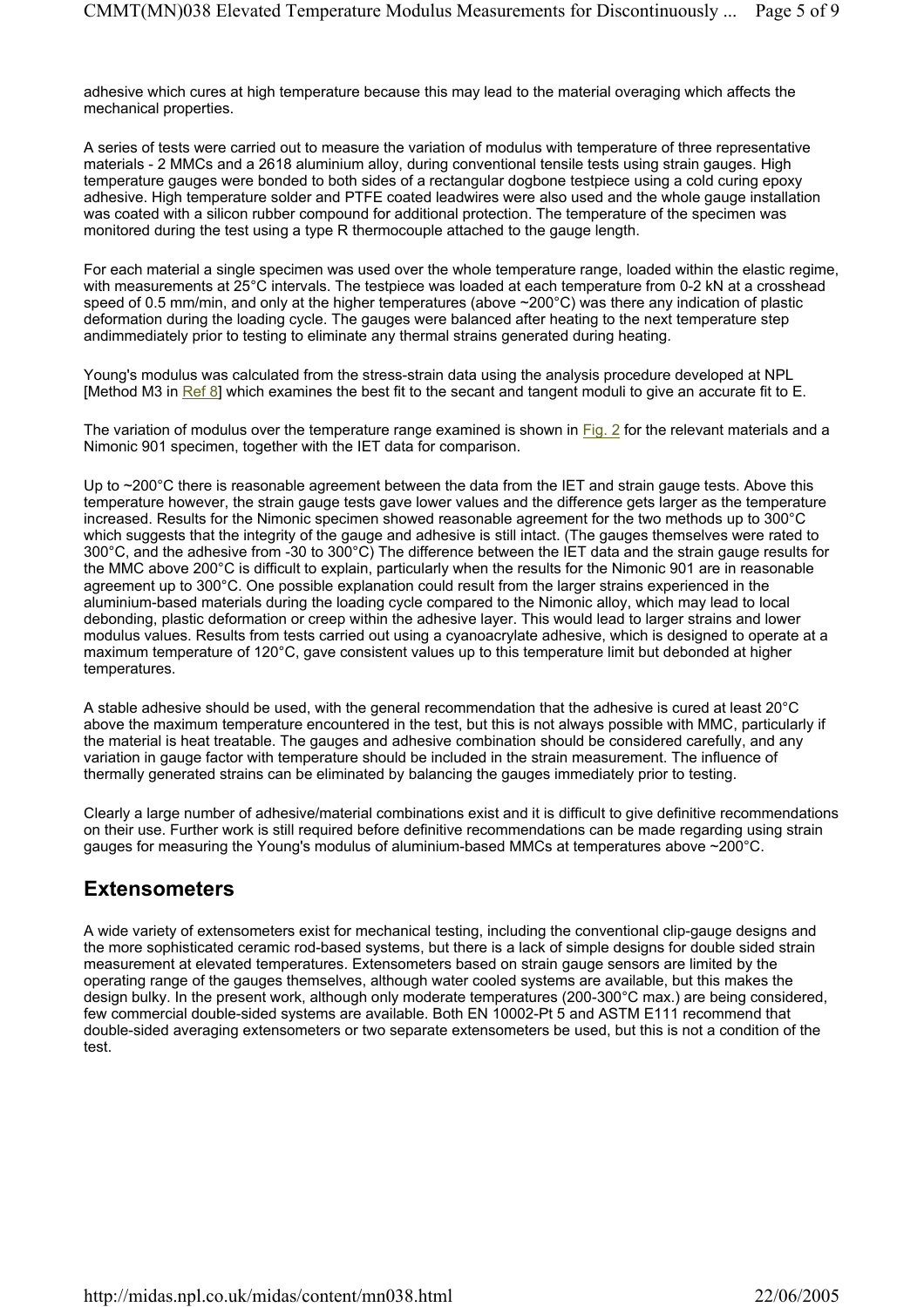adhesive which cures at high temperature because this may lead to the material overaging which affects the mechanical properties.

A series of tests were carried out to measure the variation of modulus with temperature of three representative materials - 2 MMCs and a 2618 aluminium alloy, during conventional tensile tests using strain gauges. High temperature gauges were bonded to both sides of a rectangular dogbone testpiece using a cold curing epoxy adhesive. High temperature solder and PTFE coated leadwires were also used and the whole gauge installation was coated with a silicon rubber compound for additional protection. The temperature of the specimen was monitored during the test using a type R thermocouple attached to the gauge length.

For each material a single specimen was used over the whole temperature range, loaded within the elastic regime, with measurements at 25°C intervals. The testpiece was loaded at each temperature from 0-2 kN at a crosshead speed of 0.5 mm/min, and only at the higher temperatures (above ~200°C) was there any indication of plastic deformation during the loading cycle. The gauges were balanced after heating to the next temperature step andimmediately prior to testing to eliminate any thermal strains generated during heating.

Young's modulus was calculated from the stress-strain data using the analysis procedure developed at NPL [Method M3 in Ref 8] which examines the best fit to the secant and tangent moduli to give an accurate fit to E.

The variation of modulus over the temperature range examined is shown in Fig. 2 for the relevant materials and a Nimonic 901 specimen, together with the IET data for comparison.

Up to ~200°C there is reasonable agreement between the data from the IET and strain gauge tests. Above this temperature however, the strain gauge tests gave lower values and the difference gets larger as the temperature increased. Results for the Nimonic specimen showed reasonable agreement for the two methods up to 300°C which suggests that the integrity of the gauge and adhesive is still intact. (The gauges themselves were rated to 300°C, and the adhesive from -30 to 300°C) The difference between the IET data and the strain gauge results for the MMC above 200°C is difficult to explain, particularly when the results for the Nimonic 901 are in reasonable agreement up to 300°C. One possible explanation could result from the larger strains experienced in the aluminium-based materials during the loading cycle compared to the Nimonic alloy, which may lead to local debonding, plastic deformation or creep within the adhesive layer. This would lead to larger strains and lower modulus values. Results from tests carried out using a cyanoacrylate adhesive, which is designed to operate at a maximum temperature of 120°C, gave consistent values up to this temperature limit but debonded at higher temperatures.

A stable adhesive should be used, with the general recommendation that the adhesive is cured at least 20°C above the maximum temperature encountered in the test, but this is not always possible with MMC, particularly if the material is heat treatable. The gauges and adhesive combination should be considered carefully, and any variation in gauge factor with temperature should be included in the strain measurement. The influence of thermally generated strains can be eliminated by balancing the gauges immediately prior to testing.

Clearly a large number of adhesive/material combinations exist and it is difficult to give definitive recommendations on their use. Further work is still required before definitive recommendations can be made regarding using strain gauges for measuring the Young's modulus of aluminium-based MMCs at temperatures above ~200°C.

## Extensometers

A wide variety of extensometers exist for mechanical testing, including the conventional clip-gauge designs and the more sophisticated ceramic rod-based systems, but there is a lack of simple designs for double sided strain measurement at elevated temperatures. Extensometers based on strain gauge sensors are limited by the operating range of the gauges themselves, although water cooled systems are available, but this makes the design bulky. In the present work, although only moderate temperatures (200-300°C max.) are being considered, few commercial double-sided systems are available. Both EN 10002-Pt 5 and ASTM E111 recommend that double-sided averaging extensometers or two separate extensometers be used, but this is not a condition of the test.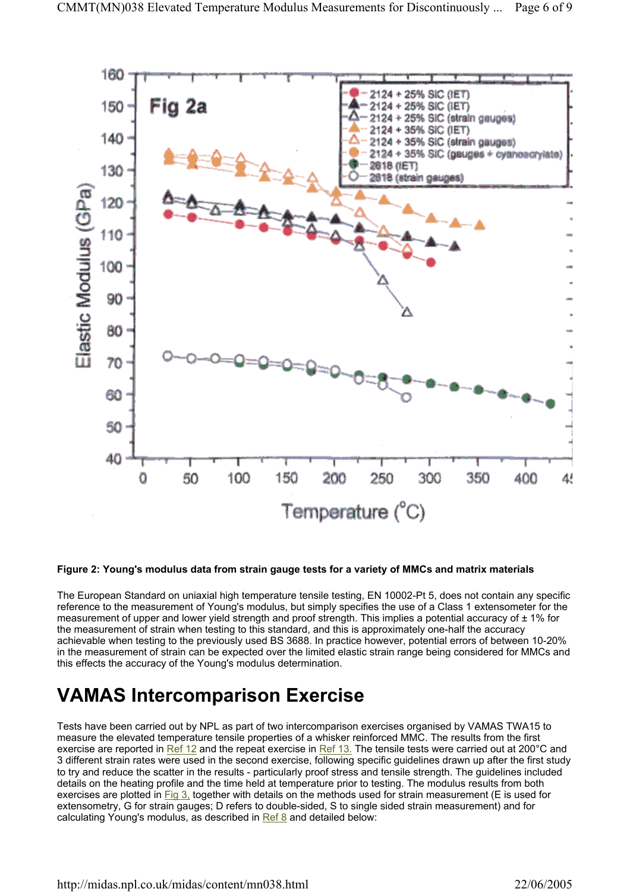**Figure 2: Young's modulus data from strain gauge tests for a variety of MMCs and matrix materials**

The European Standard on uniaxial high temperature tensile testing, EN 10002-Pt 5, does not contain any specific reference to the measurement of Young's modulus, but simply specifies the use of a Class 1 extensometer for the measurement of upper and lower yield strength and proof strength. This implies a potential accuracy of ± 1% for the measurement of strain when testing to this standard, and this is approximately one-half the accuracy achievable when testing to the previously used BS 3688. In practice however, potential errors of between 10-20% in the measurement of strain can be expected over the limited elastic strain range being considered for MMCs and this effects the accuracy of the Young's modulus determination.

# VAMAS Intercomparison Exercise

Tests have been carried out by NPL as part of two intercomparison exercises organised by VAMAS TWA15 to measure the elevated temperature tensile properties of a whisker reinforced MMC. The results from the first exercise are reported in Ref 12 and the repeat exercise in Ref 13. The tensile tests were carried out at 200°C and 3 different strain rates were used in the second exercise, following specific guidelines drawn up after the first study to try and reduce the scatter in the results - particularly proof stress and tensile strength. The guidelines included details on the heating profile and the time held at temperature prior to testing. The modulus results from both exercises are plotted in Fig 3, together with details on the methods used for strain measurement (E is used for extensometry, G for strain gauges; D refers to double-sided, S to single sided strain measurement) and for calculating Young's modulus, as described in Ref 8 and detailed below: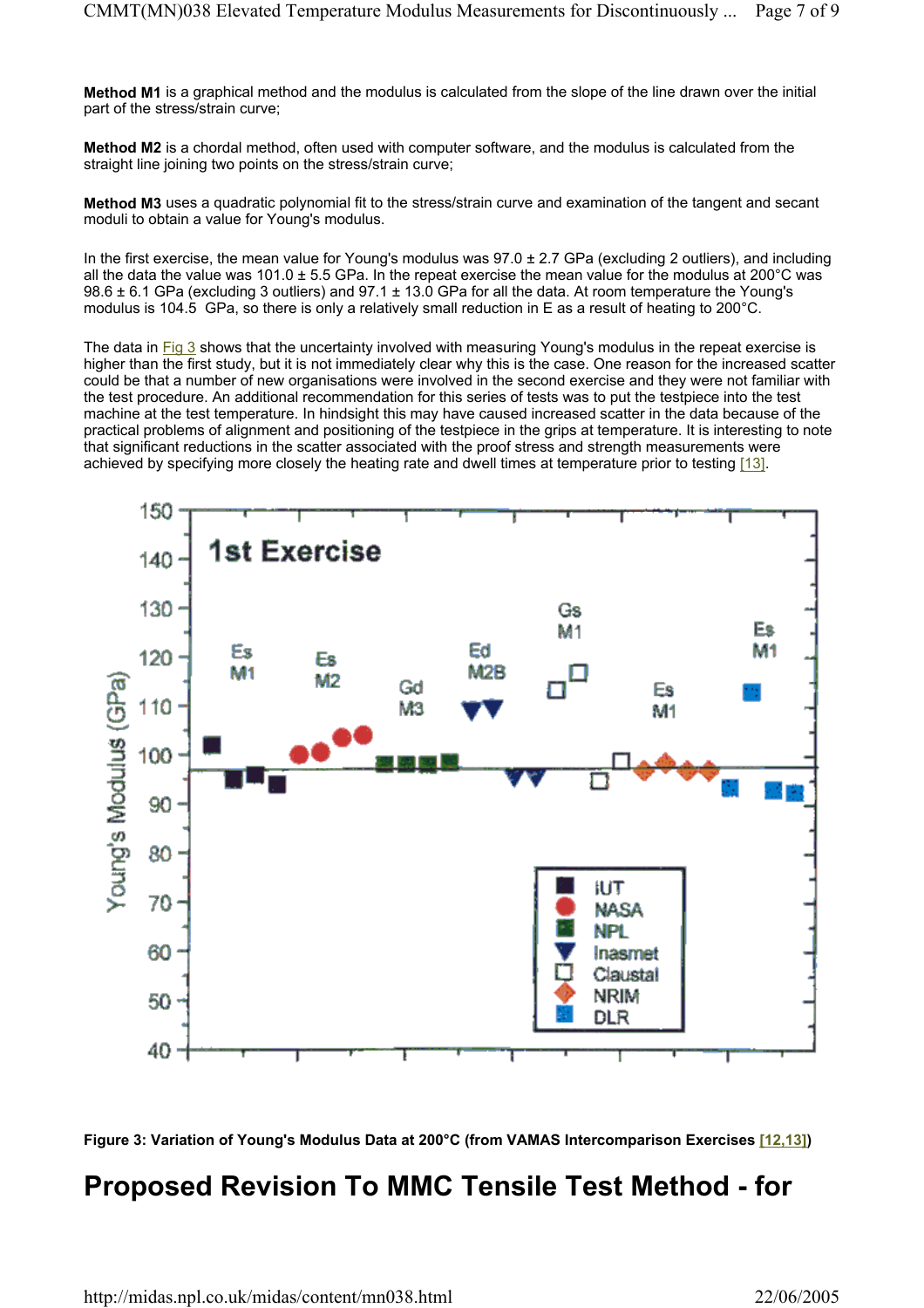**Method M1** is a graphical method and the modulus is calculated from the slope of the line drawn over the initial part of the stress/strain curve;

**Method M2** is a chordal method, often used with computer software, and the modulus is calculated from the straight line joining two points on the stress/strain curve;

**Method M3** uses a quadratic polynomial fit to the stress/strain curve and examination of the tangent and secant moduli to obtain a value for Young's modulus.

In the first exercise, the mean value for Young's modulus was 97.0 ± 2.7 GPa (excluding 2 outliers), and including all the data the value was 101.0 ± 5.5 GPa. In the repeat exercise the mean value for the modulus at 200°C was 98.6 ± 6.1 GPa (excluding 3 outliers) and 97.1 ± 13.0 GPa for all the data. At room temperature the Young's modulus is 104.5 GPa, so there is only a relatively small reduction in E as a result of heating to 200°C.

The data in Fig 3 shows that the uncertainty involved with measuring Young's modulus in the repeat exercise is higher than the first study, but it is not immediately clear why this is the case. One reason for the increased scatter could be that a number of new organisations were involved in the second exercise and they were not familiar with the test procedure. An additional recommendation for this series of tests was to put the testpiece into the test machine at the test temperature. In hindsight this may have caused increased scatter in the data because of the practical problems of alignment and positioning of the testpiece in the grips at temperature. It is interesting to note that significant reductions in the scatter associated with the proof stress and strength measurements were achieved by specifying more closely the heating rate and dwell times at temperature prior to testing [13].

**Figure 3: Variation of Young's Modulus Data at 200°C (from VAMAS Intercomparison Exercises [12,13])**

# Proposed Revision To MMC Tensile Test Method - for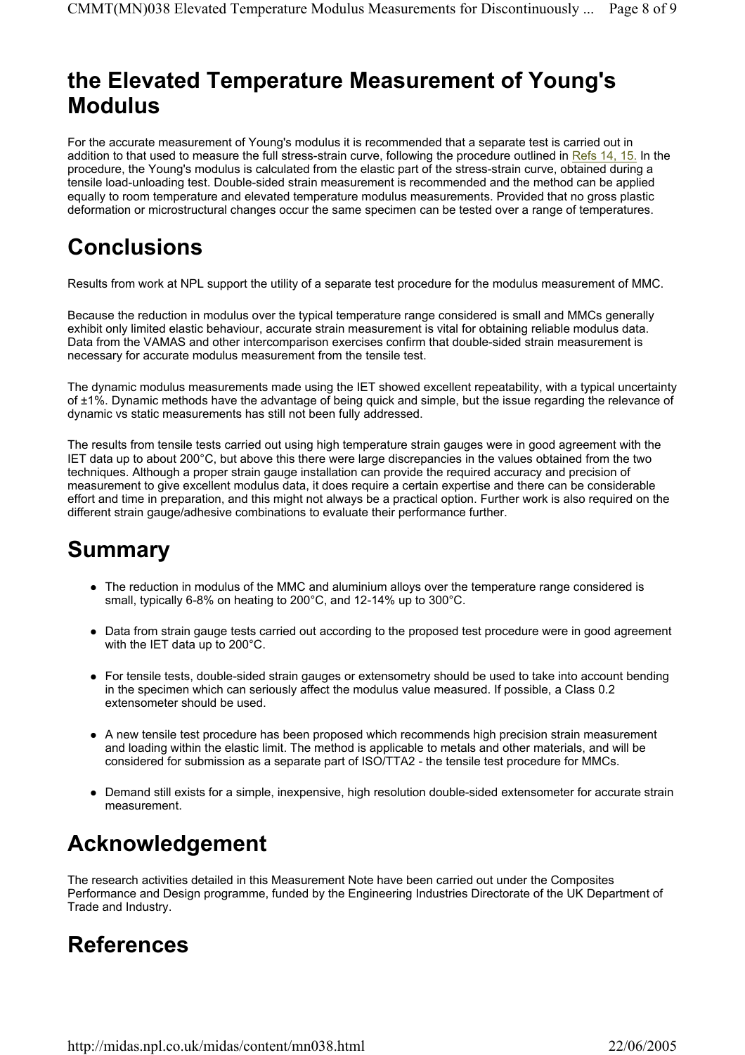## the Elevated Temperature Measurement of Young's Modulus

For the accurate measurement of Young's modulus it is recommended that a separate test is carried out in addition to that used to measure the full stress-strain curve, following the procedure outlined in Refs 14, 15. In the procedure, the Young's modulus is calculated from the elastic part of the stress-strain curve, obtained during a tensile load-unloading test. Double-sided strain measurement is recommended and the method can be applied equally to room temperature and elevated temperature modulus measurements. Provided that no gross plastic deformation or microstructural changes occur the same specimen can be tested over a range of temperatures.

# Conclusions

Results from work at NPL support the utility of a separate test procedure for the modulus measurement of MMC.

Because the reduction in modulus over the typical temperature range considered is small and MMCs generally exhibit only limited elastic behaviour, accurate strain measurement is vital for obtaining reliable modulus data. Data from the VAMAS and other intercomparison exercises confirm that double-sided strain measurement is necessary for accurate modulus measurement from the tensile test.

The dynamic modulus measurements made using the IET showed excellent repeatability, with a typical uncertainty of ±1%. Dynamic methods have the advantage of being quick and simple, but the issue regarding the relevance of dynamic vs static measurements has still not been fully addressed.

The results from tensile tests carried out using high temperature strain gauges were in good agreement with the IET data up to about 200°C, but above this there were large discrepancies in the values obtained from the two techniques. Although a proper strain gauge installation can provide the required accuracy and precision of measurement to give excellent modulus data, it does require a certain expertise and there can be considerable effort and time in preparation, and this might not always be a practical option. Further work is also required on the different strain gauge/adhesive combinations to evaluate their performance further.

# Summary

- The reduction in modulus of the MMC and aluminium alloys over the temperature range considered is small, typically 6-8% on heating to 200°C, and 12-14% up to 300°C.
- Data from strain gauge tests carried out according to the proposed test procedure were in good agreement with the IET data up to 200°C.
- For tensile tests, double-sided strain gauges or extensometry should be used to take into account bending in the specimen which can seriously affect the modulus value measured. If possible, a Class 0.2 extensometer should be used.
- A new tensile test procedure has been proposed which recommends high precision strain measurement and loading within the elastic limit. The method is applicable to metals and other materials, and will be considered for submission as a separate part of ISO/TTA2 - the tensile test procedure for MMCs.
- Demand still exists for a simple, inexpensive, high resolution double-sided extensometer for accurate strain measurement.

# Acknowledgement

The research activities detailed in this Measurement Note have been carried out under the Composites Performance and Design programme, funded by the Engineering Industries Directorate of the UK Department of Trade and Industry.

# References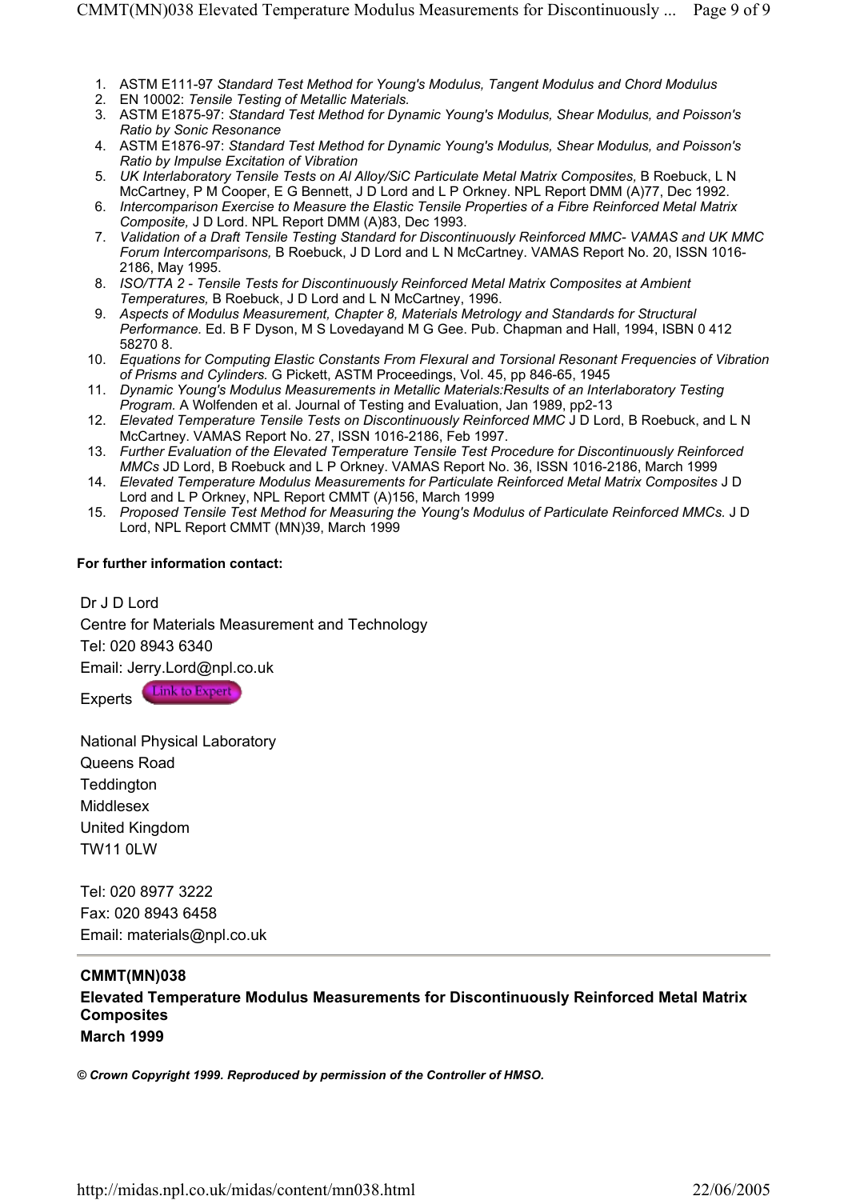1. ASTM E111-97 *Standard Test Method for Young's Modulus, Tangent Modulus and Chord Modulus*
2. EN 10002: *Tensile Testing of Metallic Materials.*
3. ASTM E1875-97: *Standard Test Method for Dynamic Young's Modulus, Shear Modulus, and Poisson's Ratio by Sonic Resonance*
4. ASTM E1876-97: *Standard Test Method for Dynamic Young's Modulus, Shear Modulus, and Poisson's Ratio by Impulse Excitation of Vibration*
5. *UK Interlaboratory Tensile Tests on Al Alloy/SiC Particulate Metal Matrix Composites,* B Roebuck, L N McCartney, P M Cooper, E G Bennett, J D Lord and L P Orkney. NPL Report DMM (A)77, Dec 1992.
6. *Intercomparison Exercise to Measure the Elastic Tensile Properties of a Fibre Reinforced Metal Matrix Composite,* J D Lord. NPL Report DMM (A)83, Dec 1993.
7. *Validation of a Draft Tensile Testing Standard for Discontinuously Reinforced MMC- VAMAS and UK MMC Forum Intercomparisons,* B Roebuck, J D Lord and L N McCartney. VAMAS Report No. 20, ISSN 1016-2186, May 1995.
8. *ISO/TTA 2 - Tensile Tests for Discontinuously Reinforced Metal Matrix Composites at Ambient Temperatures,* B Roebuck, J D Lord and L N McCartney, 1996.
9. *Aspects of Modulus Measurement, Chapter 8, Materials Metrology and Standards for Structural Performance.* Ed. B F Dyson, M S Lovedayand M G Gee. Pub. Chapman and Hall, 1994, ISBN 0 412 58270 8.
10. *Equations for Computing Elastic Constants From Flexural and Torsional Resonant Frequencies of Vibration of Prisms and Cylinders.* G Pickett, ASTM Proceedings, Vol. 45, pp 846-65, 1945
11. *Dynamic Young's Modulus Measurements in Metallic Materials:Results of an Interlaboratory Testing Program.* A Wolfenden et al. Journal of Testing and Evaluation, Jan 1989, pp2-13
12. *Elevated Temperature Tensile Tests on Discontinuously Reinforced MMC* J D Lord, B Roebuck, and L N McCartney. VAMAS Report No. 27, ISSN 1016-2186, Feb 1997.
13. *Further Evaluation of the Elevated Temperature Tensile Test Procedure for Discontinuously Reinforced MMCs* JD Lord, B Roebuck and L P Orkney. VAMAS Report No. 36, ISSN 1016-2186, March 1999
14. *Elevated Temperature Modulus Measurements for Particulate Reinforced Metal Matrix Composites* J D Lord and L P Orkney, NPL Report CMMT (A)156, March 1999
15. *Proposed Tensile Test Method for Measuring the Young's Modulus of Particulate Reinforced MMCs.* J D Lord, NPL Report CMMT (MN)39, March 1999

**For further information contact:**

Dr J D Lord
Centre for Materials Measurement and Technology
Tel: 020 8943 6340
Email: Jerry.Lord@npl.co.uk
Experts Link to Expert

National Physical Laboratory
Queens Road
Teddington
Middlesex
United Kingdom
TW11 0LW

Tel: 020 8977 3222
Fax: 020 8943 6458
Email: materials@npl.co.uk

---

**CMMT(MN)038**
**Elevated Temperature Modulus Measurements for Discontinuously Reinforced Metal Matrix Composites**
**March 1999**

***© Crown Copyright 1999. Reproduced by permission of the Controller of HMSO.***